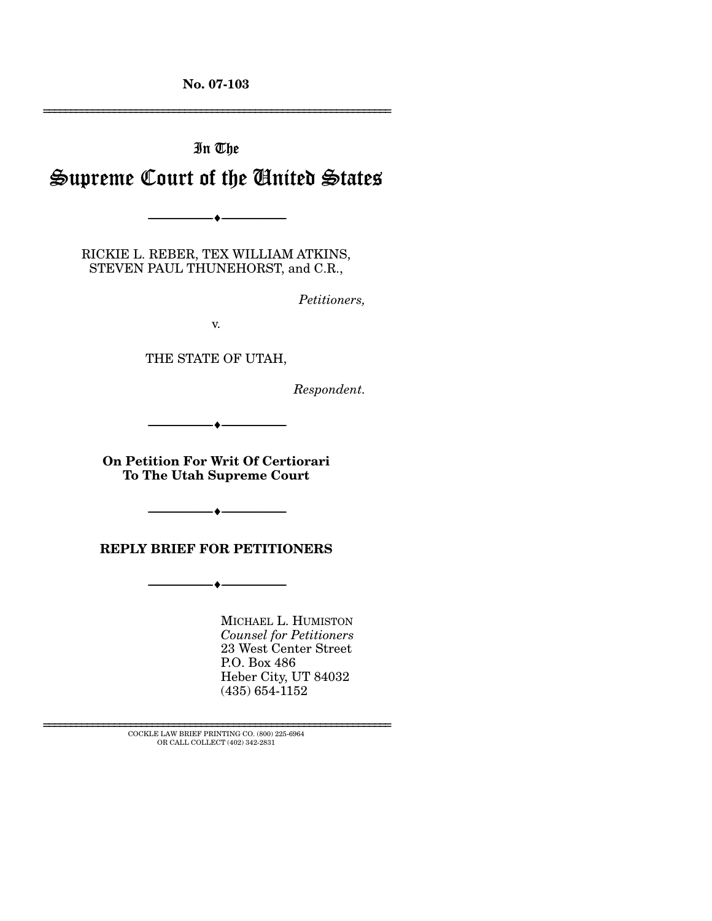No. 07-103

In The

# Supreme Court of the United States

RICKIE L. REBER, TEX WILLIAM ATKINS, STEVEN PAUL THUNEHORST, and C.R.,

*Petitioners,*

v.

THE STATE OF UTAH,

*Respondent.*

**On Petition For Writ Of Certiorari To The Utah Supreme Court**

**REPLY BRIEF FOR PETITIONERS**

MICHAEL L. HUMISTON
*Counsel for Petitioners*
23 West Center Street
P.O. Box 486
Heber City, UT 84032
(435) 654-1152

COCKLE LAW BRIEF PRINTING CO. (800) 225-6964
OR CALL COLLECT (402) 342-2831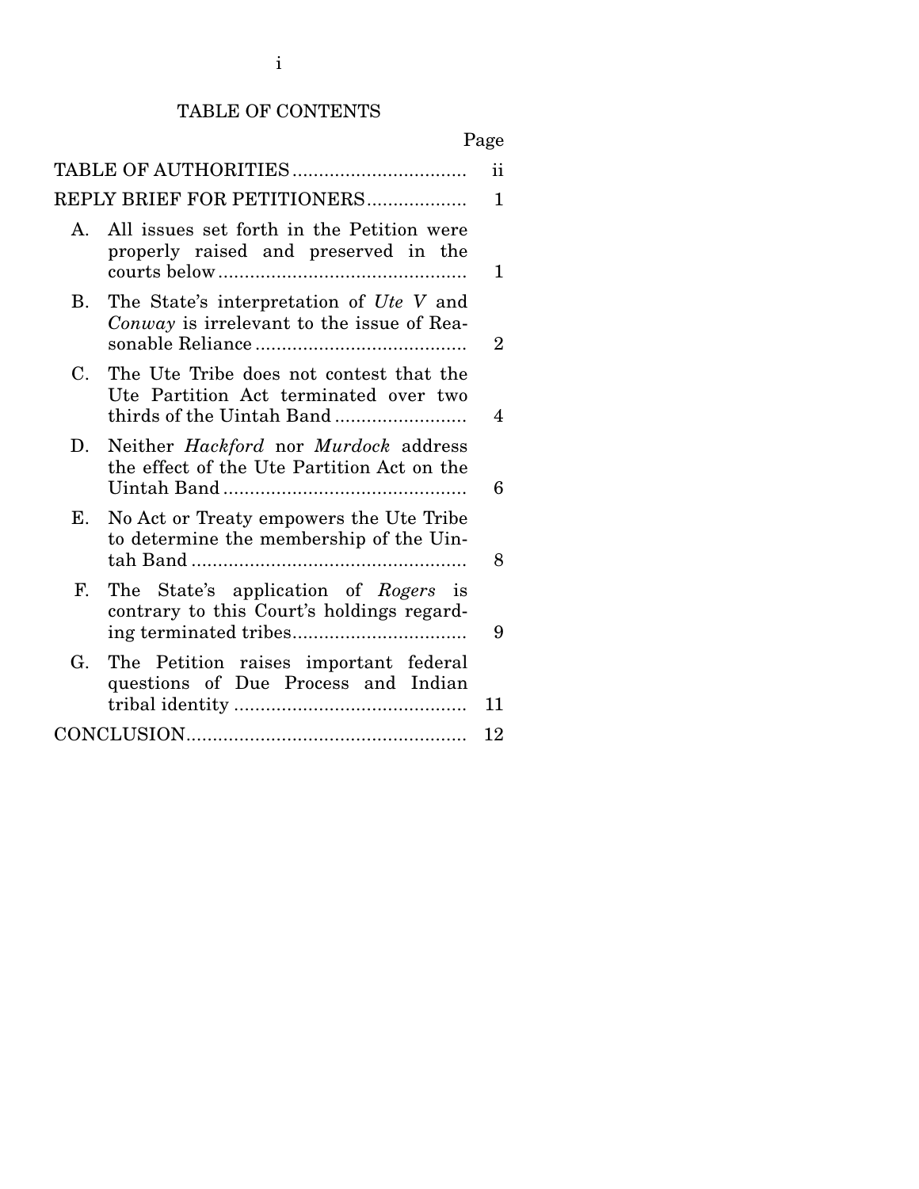# TABLE OF CONTENTS

| | Page |
|---|---|
| TABLE OF AUTHORITIES | ii |
| REPLY BRIEF FOR PETITIONERS | 1 |
| A. All issues set forth in the Petition were properly raised and preserved in the courts below | 1 |
| B. The State's interpretation of *Ute V* and *Conway* is irrelevant to the issue of Reasonable Reliance | 2 |
| C. The Ute Tribe does not contest that the Ute Partition Act terminated over two thirds of the Uintah Band | 4 |
| D. Neither *Hackford* nor *Murdock* address the effect of the Ute Partition Act on the Uintah Band | 6 |
| E. No Act or Treaty empowers the Ute Tribe to determine the membership of the Uintah Band | 8 |
| F. The State's application of *Rogers* is contrary to this Court's holdings regarding terminated tribes | 9 |
| G. The Petition raises important federal questions of Due Process and Indian tribal identity | 11 |
| CONCLUSION | 12 |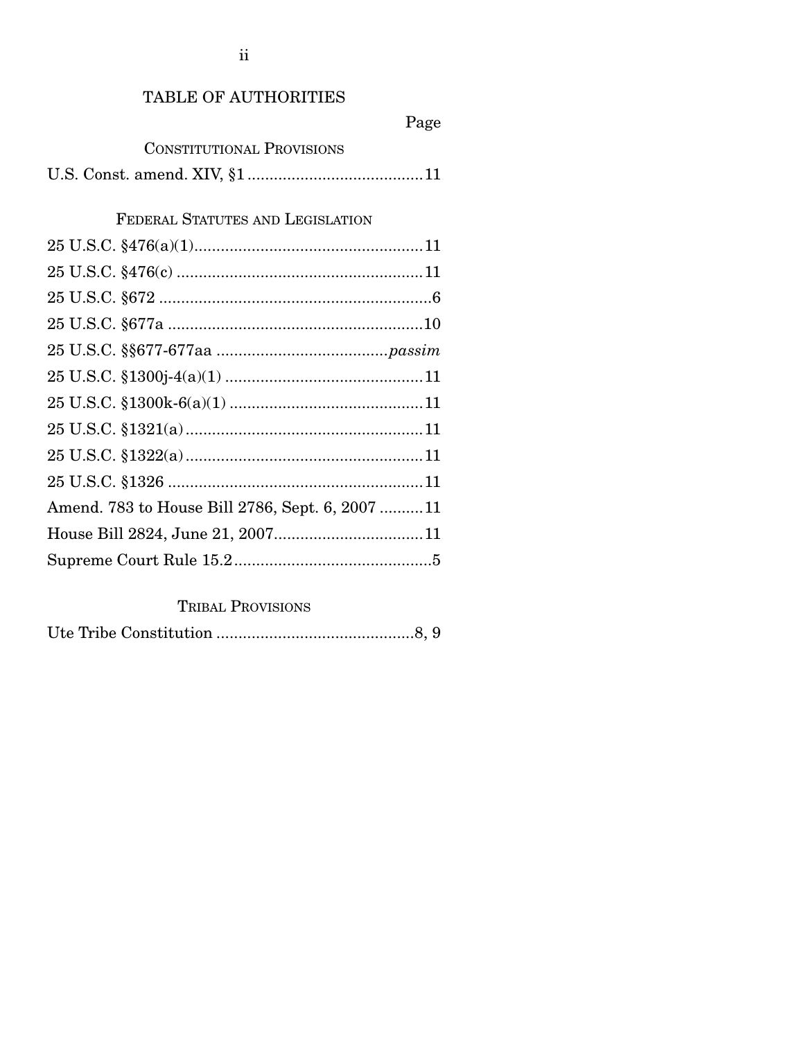# TABLE OF AUTHORITIES

| | Page |
|---|---|
| **CONSTITUTIONAL PROVISIONS** | |
| U.S. Const. amend. XIV, §1 | 11 |
| **FEDERAL STATUTES AND LEGISLATION** | |
| 25 U.S.C. §476(a)(1) | 11 |
| 25 U.S.C. §476(c) | 11 |
| 25 U.S.C. §672 | 6 |
| 25 U.S.C. §677a | 10 |
| 25 U.S.C. §§677-677aa | *passim* |
| 25 U.S.C. §1300j-4(a)(1) | 11 |
| 25 U.S.C. §1300k-6(a)(1) | 11 |
| 25 U.S.C. §1321(a) | 11 |
| 25 U.S.C. §1322(a) | 11 |
| 25 U.S.C. §1326 | 11 |
| Amend. 783 to House Bill 2786, Sept. 6, 2007 | 11 |
| House Bill 2824, June 21, 2007 | 11 |
| Supreme Court Rule 15.2 | 5 |
| **TRIBAL PROVISIONS** | |
| Ute Tribe Constitution | 8, 9 |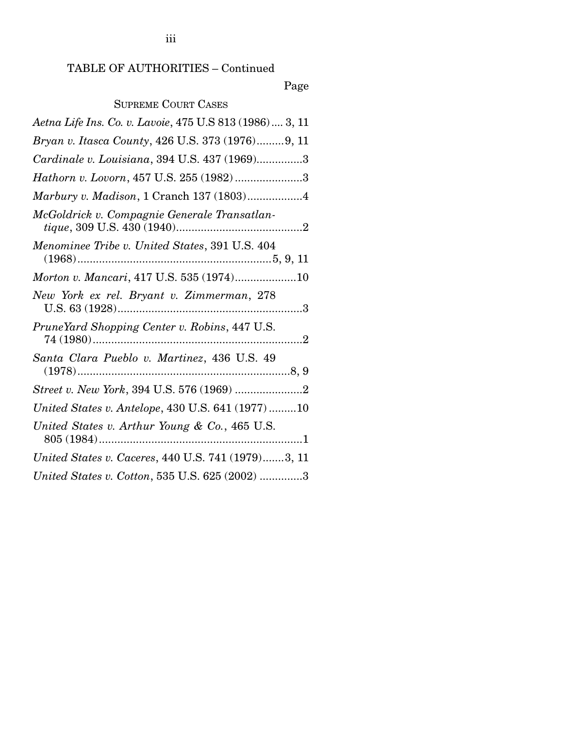## TABLE OF AUTHORITIES – Continued

Page

### SUPREME COURT CASES

*Aetna Life Ins. Co. v. Lavoie*, 475 U.S 813 (1986) .... 3, 11

*Bryan v. Itasca County*, 426 U.S. 373 (1976) ......... 9, 11

*Cardinale v. Louisiana*, 394 U.S. 437 (1969) ............... 3

*Hathorn v. Lovorn*, 457 U.S. 255 (1982) ...................... 3

*Marbury v. Madison*, 1 Cranch 137 (1803) .................. 4

*McGoldrick v. Compagnie Generale Transatlantique*, 309 U.S. 430 (1940) ......................................... 2

*Menominee Tribe v. United States*, 391 U.S. 404 (1968) ............................................................... 5, 9, 11

*Morton v. Mancari*, 417 U.S. 535 (1974) .................... 10

*New York ex rel. Bryant v. Zimmerman*, 278 U.S. 63 (1928) ............................................................ 3

*PruneYard Shopping Center v. Robins*, 447 U.S. 74 (1980) .................................................................... 2

*Santa Clara Pueblo v. Martinez*, 436 U.S. 49 (1978) ..................................................................... 8, 9

*Street v. New York*, 394 U.S. 576 (1969) ...................... 2

*United States v. Antelope*, 430 U.S. 641 (1977) ......... 10

*United States v. Arthur Young & Co.*, 465 U.S. 805 (1984) .................................................................. 1

*United States v. Caceres*, 440 U.S. 741 (1979) ....... 3, 11

*United States v. Cotton*, 535 U.S. 625 (2002) ............. 3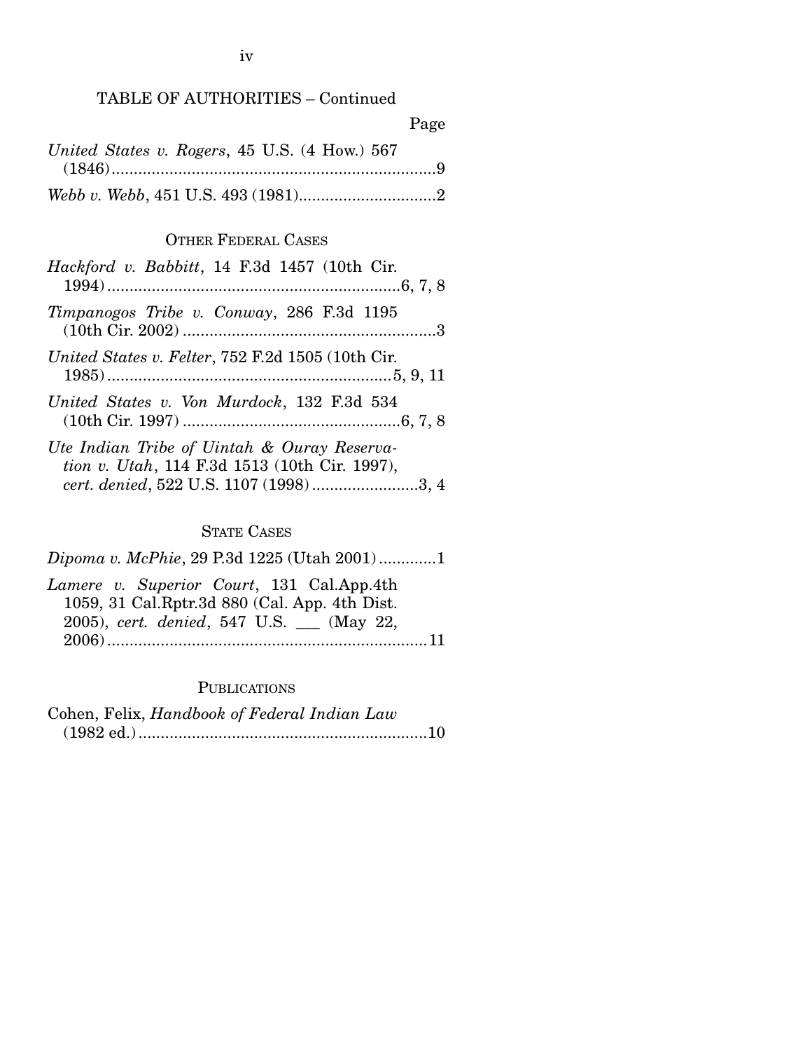TABLE OF AUTHORITIES – Continued

Page

*United States v. Rogers*, 45 U.S. (4 How.) 567 (1846).........................................................................9

*Webb v. Webb*, 451 U.S. 493 (1981)...............................2

OTHER FEDERAL CASES

*Hackford v. Babbitt*, 14 F.3d 1457 (10th Cir. 1994).................................................................6, 7, 8

*Timpanogos Tribe v. Conway*, 286 F.3d 1195 (10th Cir. 2002).........................................................3

*United States v. Felter*, 752 F.2d 1505 (10th Cir. 1985)................................................................5, 9, 11

*United States v. Von Murdock*, 132 F.3d 534 (10th Cir. 1997).................................................6, 7, 8

*Ute Indian Tribe of Uintah & Ouray Reservation v. Utah*, 114 F.3d 1513 (10th Cir. 1997), *cert. denied*, 522 U.S. 1107 (1998)........................3, 4

STATE CASES

*Dipoma v. McPhie*, 29 P.3d 1225 (Utah 2001).............1

*Lamere v. Superior Court*, 131 Cal.App.4th 1059, 31 Cal.Rptr.3d 880 (Cal. App. 4th Dist. 2005), *cert. denied*, 547 U.S. ___ (May 22, 2006)........................................................................11

PUBLICATIONS

Cohen, Felix, *Handbook of Federal Indian Law* (1982 ed.).................................................................10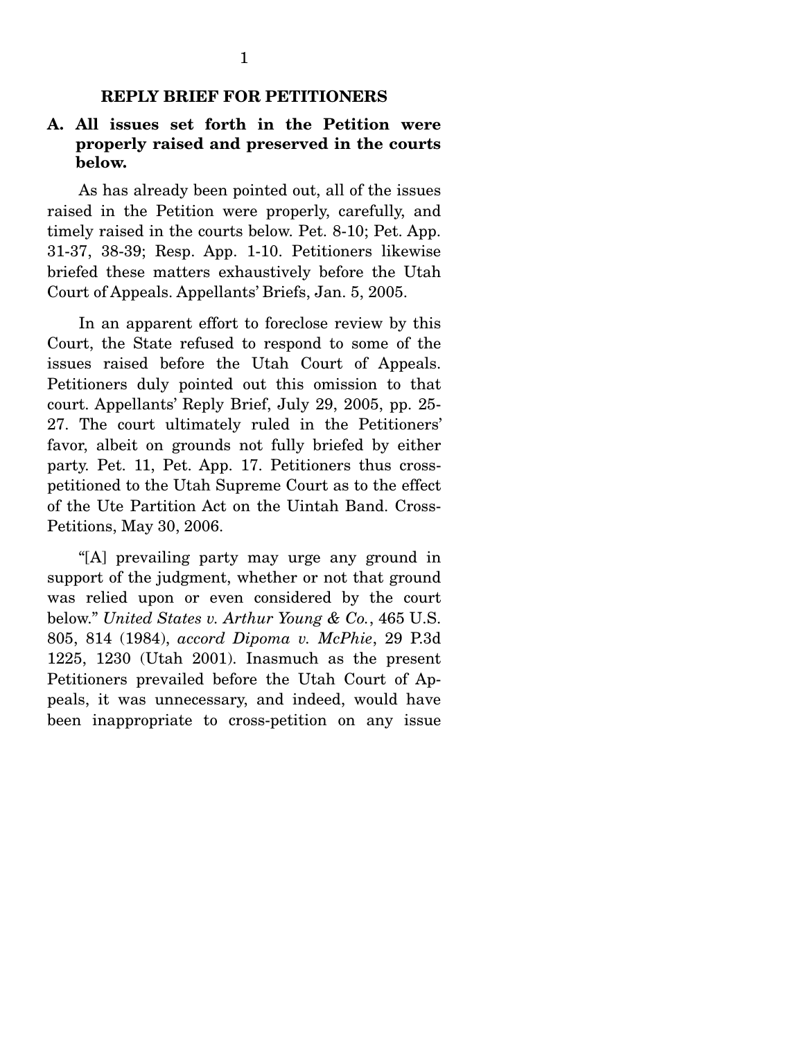# REPLY BRIEF FOR PETITIONERS

## A. All issues set forth in the Petition were properly raised and preserved in the courts below.

As has already been pointed out, all of the issues raised in the Petition were properly, carefully, and timely raised in the courts below. Pet. 8-10; Pet. App. 31-37, 38-39; Resp. App. 1-10. Petitioners likewise briefed these matters exhaustively before the Utah Court of Appeals. Appellants' Briefs, Jan. 5, 2005.

In an apparent effort to foreclose review by this Court, the State refused to respond to some of the issues raised before the Utah Court of Appeals. Petitioners duly pointed out this omission to that court. Appellants' Reply Brief, July 29, 2005, pp. 25-27. The court ultimately ruled in the Petitioners' favor, albeit on grounds not fully briefed by either party. Pet. 11, Pet. App. 17. Petitioners thus cross-petitioned to the Utah Supreme Court as to the effect of the Ute Partition Act on the Uintah Band. Cross-Petitions, May 30, 2006.

"[A] prevailing party may urge any ground in support of the judgment, whether or not that ground was relied upon or even considered by the court below." *United States v. Arthur Young & Co.*, 465 U.S. 805, 814 (1984), *accord Dipoma v. McPhie*, 29 P.3d 1225, 1230 (Utah 2001). Inasmuch as the present Petitioners prevailed before the Utah Court of Appeals, it was unnecessary, and indeed, would have been inappropriate to cross-petition on any issue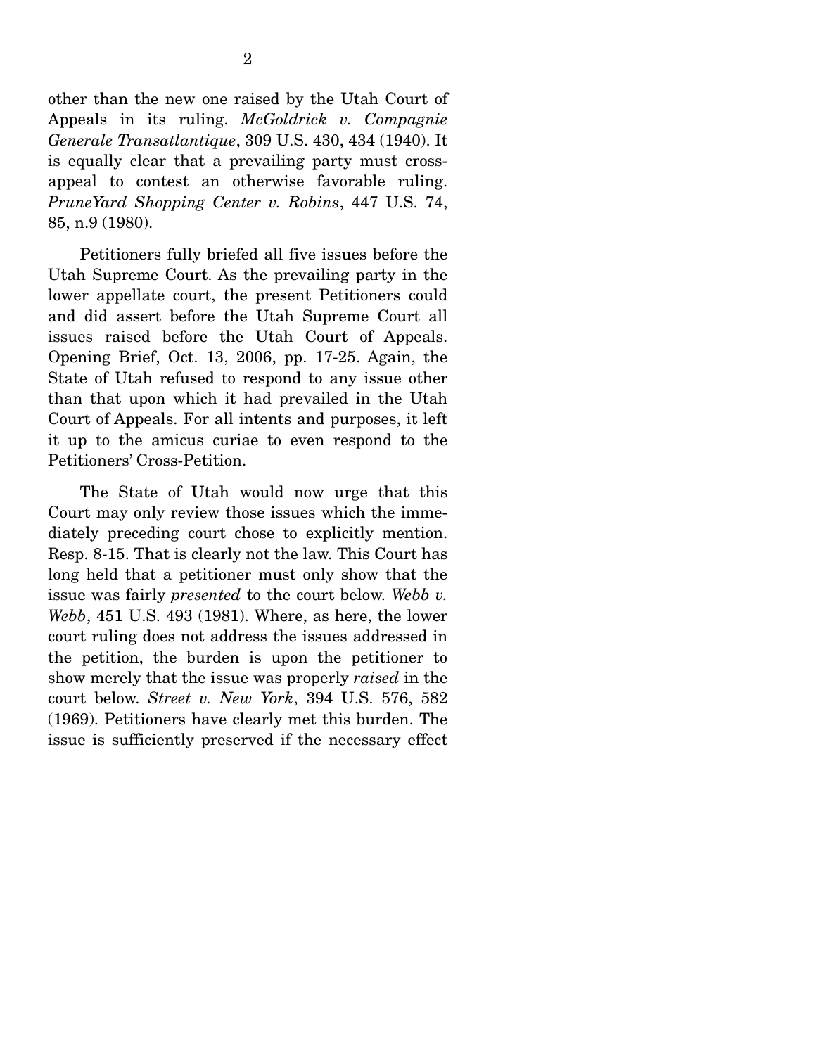other than the new one raised by the Utah Court of Appeals in its ruling. *McGoldrick v. Compagnie Generale Transatlantique*, 309 U.S. 430, 434 (1940). It is equally clear that a prevailing party must cross-appeal to contest an otherwise favorable ruling. *PruneYard Shopping Center v. Robins*, 447 U.S. 74, 85, n.9 (1980).

Petitioners fully briefed all five issues before the Utah Supreme Court. As the prevailing party in the lower appellate court, the present Petitioners could and did assert before the Utah Supreme Court all issues raised before the Utah Court of Appeals. Opening Brief, Oct. 13, 2006, pp. 17-25. Again, the State of Utah refused to respond to any issue other than that upon which it had prevailed in the Utah Court of Appeals. For all intents and purposes, it left it up to the amicus curiae to even respond to the Petitioners' Cross-Petition.

The State of Utah would now urge that this Court may only review those issues which the immediately preceding court chose to explicitly mention. Resp. 8-15. That is clearly not the law. This Court has long held that a petitioner must only show that the issue was fairly *presented* to the court below. *Webb v. Webb*, 451 U.S. 493 (1981). Where, as here, the lower court ruling does not address the issues addressed in the petition, the burden is upon the petitioner to show merely that the issue was properly *raised* in the court below. *Street v. New York*, 394 U.S. 576, 582 (1969). Petitioners have clearly met this burden. The issue is sufficiently preserved if the necessary effect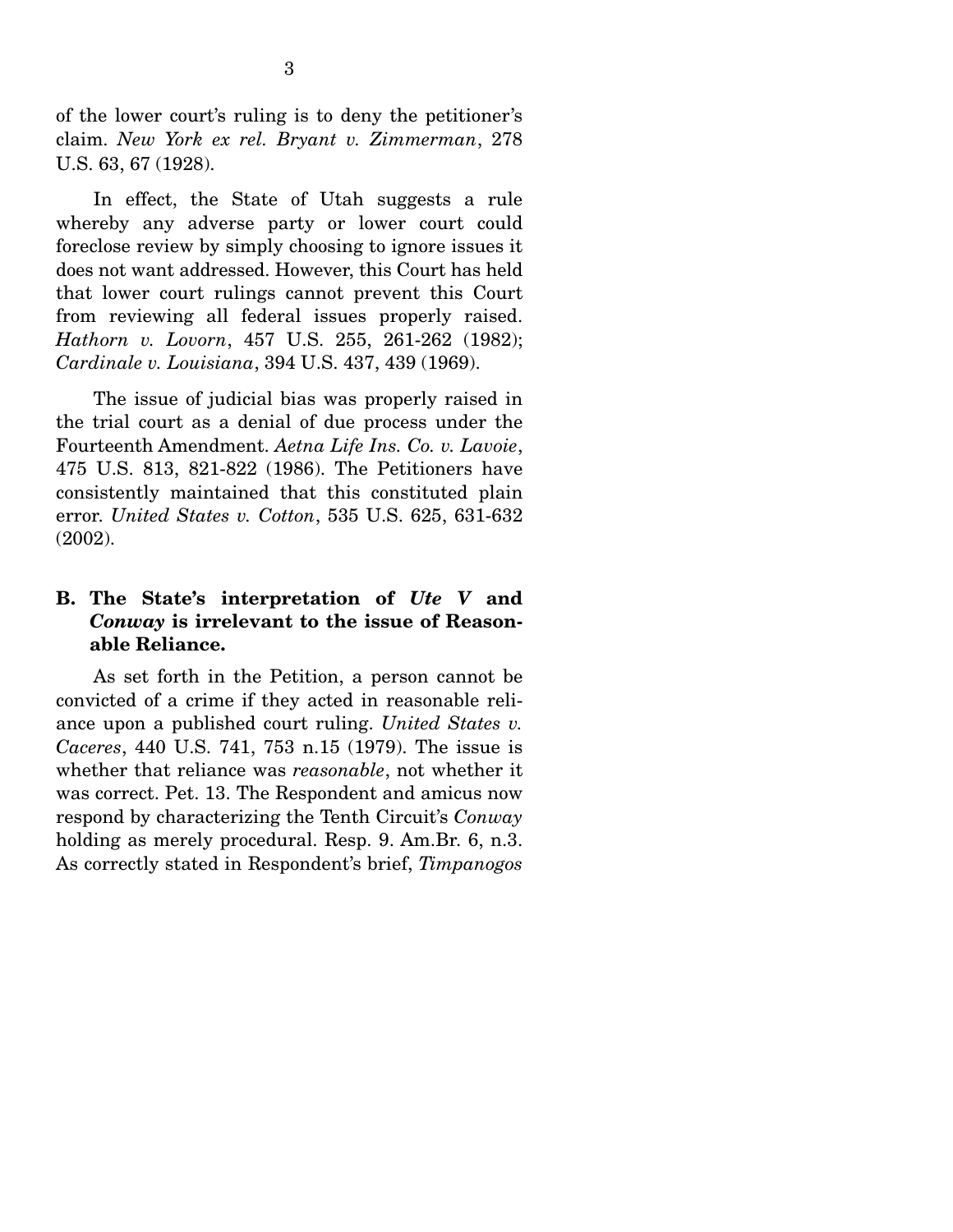of the lower court's ruling is to deny the petitioner's claim. *New York ex rel. Bryant v. Zimmerman*, 278 U.S. 63, 67 (1928).

In effect, the State of Utah suggests a rule whereby any adverse party or lower court could foreclose review by simply choosing to ignore issues it does not want addressed. However, this Court has held that lower court rulings cannot prevent this Court from reviewing all federal issues properly raised. *Hathorn v. Lovorn*, 457 U.S. 255, 261-262 (1982); *Cardinale v. Louisiana*, 394 U.S. 437, 439 (1969).

The issue of judicial bias was properly raised in the trial court as a denial of due process under the Fourteenth Amendment. *Aetna Life Ins. Co. v. Lavoie*, 475 U.S. 813, 821-822 (1986). The Petitioners have consistently maintained that this constituted plain error. *United States v. Cotton*, 535 U.S. 625, 631-632 (2002).

**B. The State's interpretation of *Ute V* and *Conway* is irrelevant to the issue of Reasonable Reliance.**

As set forth in the Petition, a person cannot be convicted of a crime if they acted in reasonable reliance upon a published court ruling. *United States v. Caceres*, 440 U.S. 741, 753 n.15 (1979). The issue is whether that reliance was *reasonable*, not whether it was correct. Pet. 13. The Respondent and amicus now respond by characterizing the Tenth Circuit's *Conway* holding as merely procedural. Resp. 9. Am.Br. 6, n.3. As correctly stated in Respondent's brief, *Timpanogos*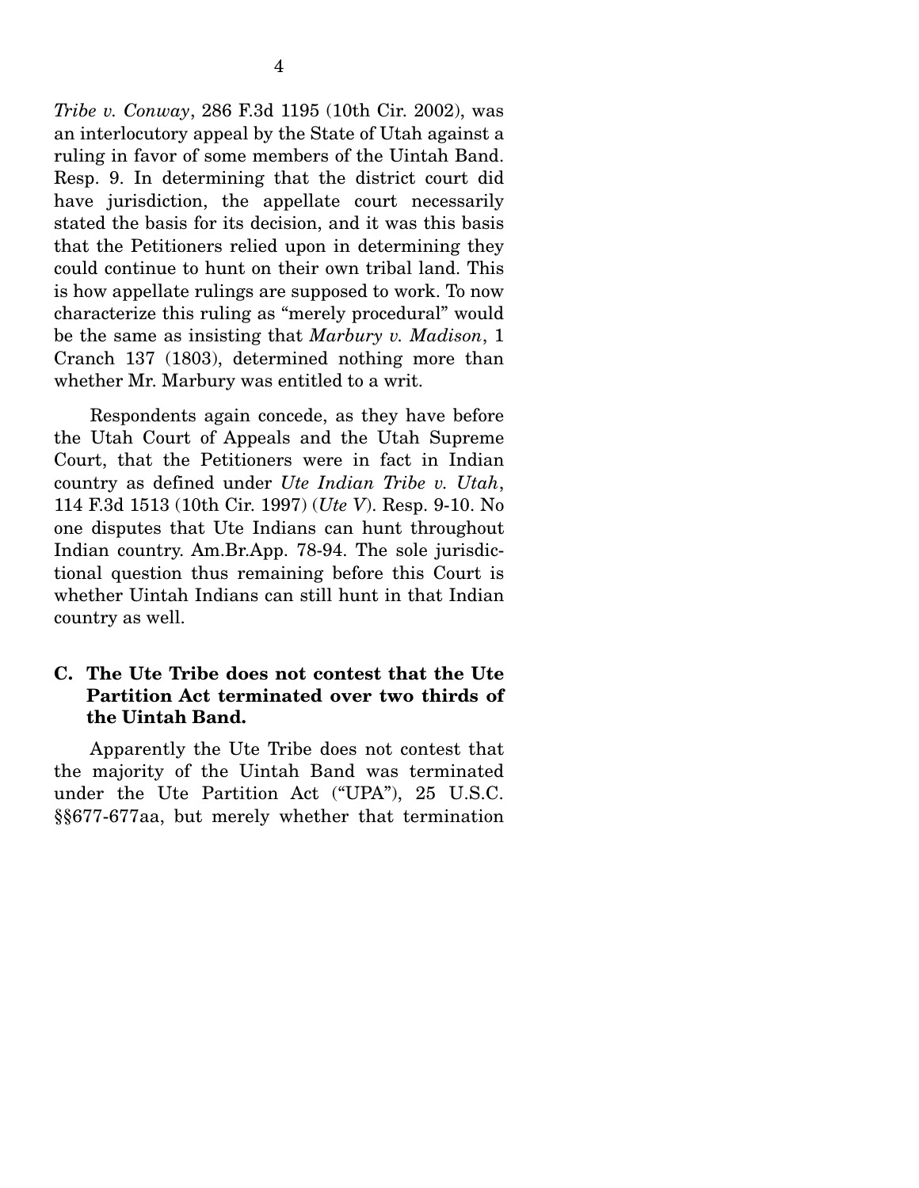*Tribe v. Conway*, 286 F.3d 1195 (10th Cir. 2002), was an interlocutory appeal by the State of Utah against a ruling in favor of some members of the Uintah Band. Resp. 9. In determining that the district court did have jurisdiction, the appellate court necessarily stated the basis for its decision, and it was this basis that the Petitioners relied upon in determining they could continue to hunt on their own tribal land. This is how appellate rulings are supposed to work. To now characterize this ruling as "merely procedural" would be the same as insisting that *Marbury v. Madison*, 1 Cranch 137 (1803), determined nothing more than whether Mr. Marbury was entitled to a writ.

Respondents again concede, as they have before the Utah Court of Appeals and the Utah Supreme Court, that the Petitioners were in fact in Indian country as defined under *Ute Indian Tribe v. Utah*, 114 F.3d 1513 (10th Cir. 1997) (*Ute V*). Resp. 9-10. No one disputes that Ute Indians can hunt throughout Indian country. Am.Br.App. 78-94. The sole jurisdictional question thus remaining before this Court is whether Uintah Indians can still hunt in that Indian country as well.

### C. The Ute Tribe does not contest that the Ute Partition Act terminated over two thirds of the Uintah Band.

Apparently the Ute Tribe does not contest that the majority of the Uintah Band was terminated under the Ute Partition Act ("UPA"), 25 U.S.C. §§677-677aa, but merely whether that termination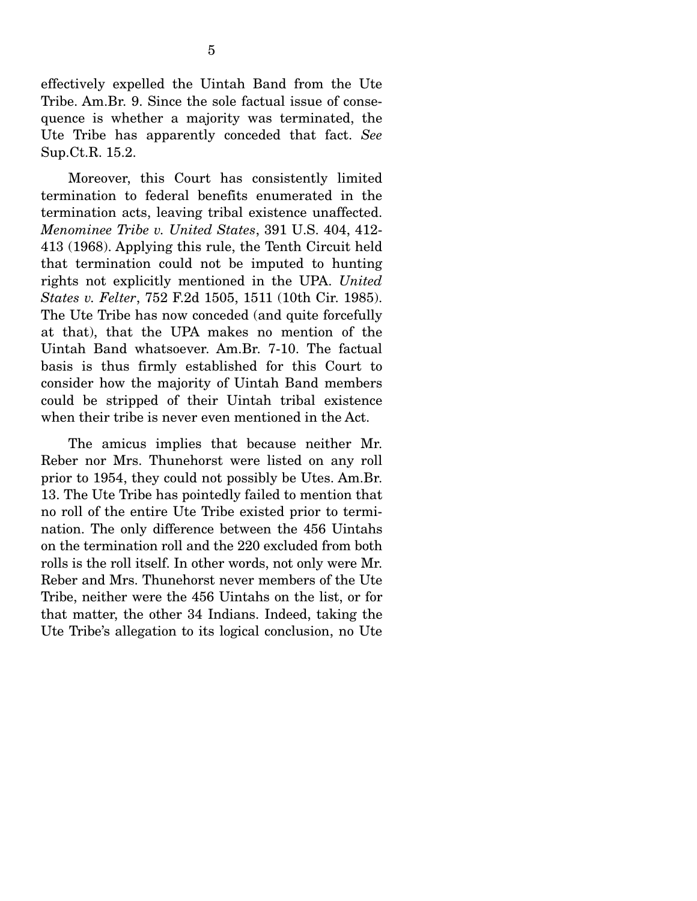effectively expelled the Uintah Band from the Ute Tribe. Am.Br. 9. Since the sole factual issue of consequence is whether a majority was terminated, the Ute Tribe has apparently conceded that fact. *See* Sup.Ct.R. 15.2.

Moreover, this Court has consistently limited termination to federal benefits enumerated in the termination acts, leaving tribal existence unaffected. *Menominee Tribe v. United States*, 391 U.S. 404, 412-413 (1968). Applying this rule, the Tenth Circuit held that termination could not be imputed to hunting rights not explicitly mentioned in the UPA. *United States v. Felter*, 752 F.2d 1505, 1511 (10th Cir. 1985). The Ute Tribe has now conceded (and quite forcefully at that), that the UPA makes no mention of the Uintah Band whatsoever. Am.Br. 7-10. The factual basis is thus firmly established for this Court to consider how the majority of Uintah Band members could be stripped of their Uintah tribal existence when their tribe is never even mentioned in the Act.

The amicus implies that because neither Mr. Reber nor Mrs. Thunehorst were listed on any roll prior to 1954, they could not possibly be Utes. Am.Br. 13. The Ute Tribe has pointedly failed to mention that no roll of the entire Ute Tribe existed prior to termination. The only difference between the 456 Uintahs on the termination roll and the 220 excluded from both rolls is the roll itself. In other words, not only were Mr. Reber and Mrs. Thunehorst never members of the Ute Tribe, neither were the 456 Uintahs on the list, or for that matter, the other 34 Indians. Indeed, taking the Ute Tribe's allegation to its logical conclusion, no Ute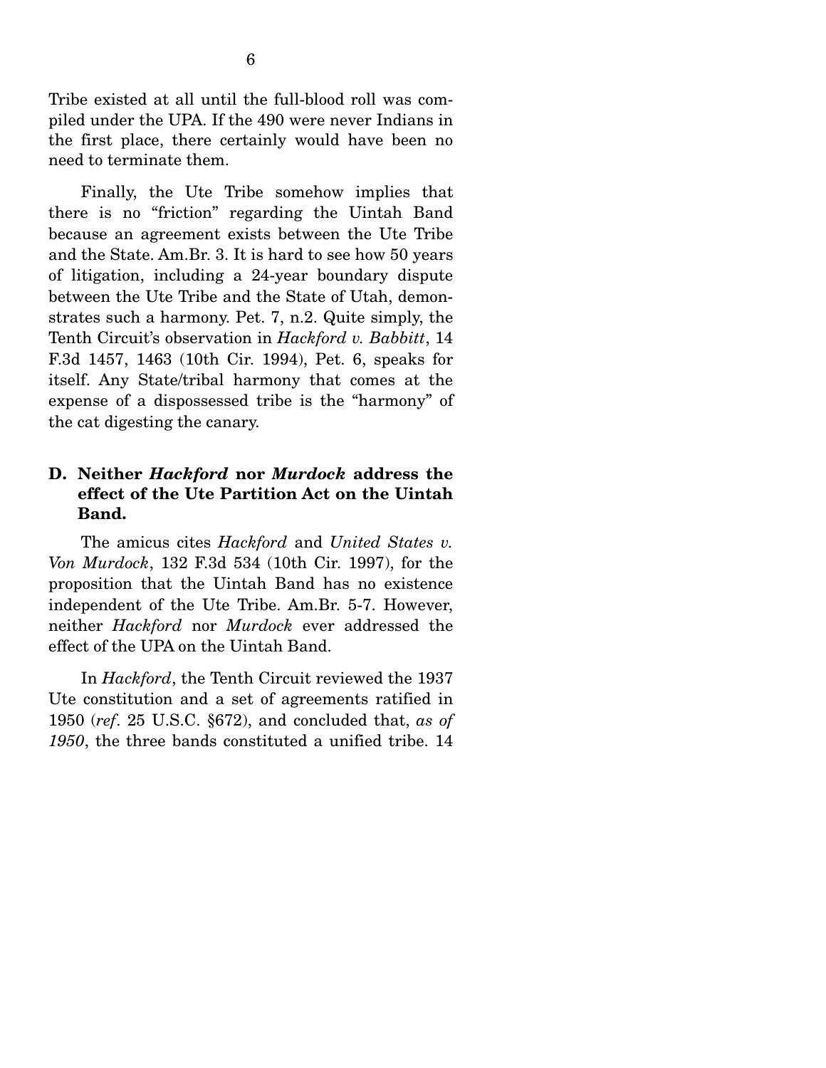Tribe existed at all until the full-blood roll was compiled under the UPA. If the 490 were never Indians in the first place, there certainly would have been no need to terminate them.

Finally, the Ute Tribe somehow implies that there is no "friction" regarding the Uintah Band because an agreement exists between the Ute Tribe and the State. Am.Br. 3. It is hard to see how 50 years of litigation, including a 24-year boundary dispute between the Ute Tribe and the State of Utah, demonstrates such a harmony. Pet. 7, n.2. Quite simply, the Tenth Circuit's observation in *Hackford v. Babbitt*, 14 F.3d 1457, 1463 (10th Cir. 1994), Pet. 6, speaks for itself. Any State/tribal harmony that comes at the expense of a dispossessed tribe is the "harmony" of the cat digesting the canary.

### D. Neither *Hackford* nor *Murdock* address the effect of the Ute Partition Act on the Uintah Band.

The amicus cites *Hackford* and *United States v. Von Murdock*, 132 F.3d 534 (10th Cir. 1997), for the proposition that the Uintah Band has no existence independent of the Ute Tribe. Am.Br. 5-7. However, neither *Hackford* nor *Murdock* ever addressed the effect of the UPA on the Uintah Band.

In *Hackford*, the Tenth Circuit reviewed the 1937 Ute constitution and a set of agreements ratified in 1950 (*ref*. 25 U.S.C. §672), and concluded that, *as of 1950*, the three bands constituted a unified tribe. 14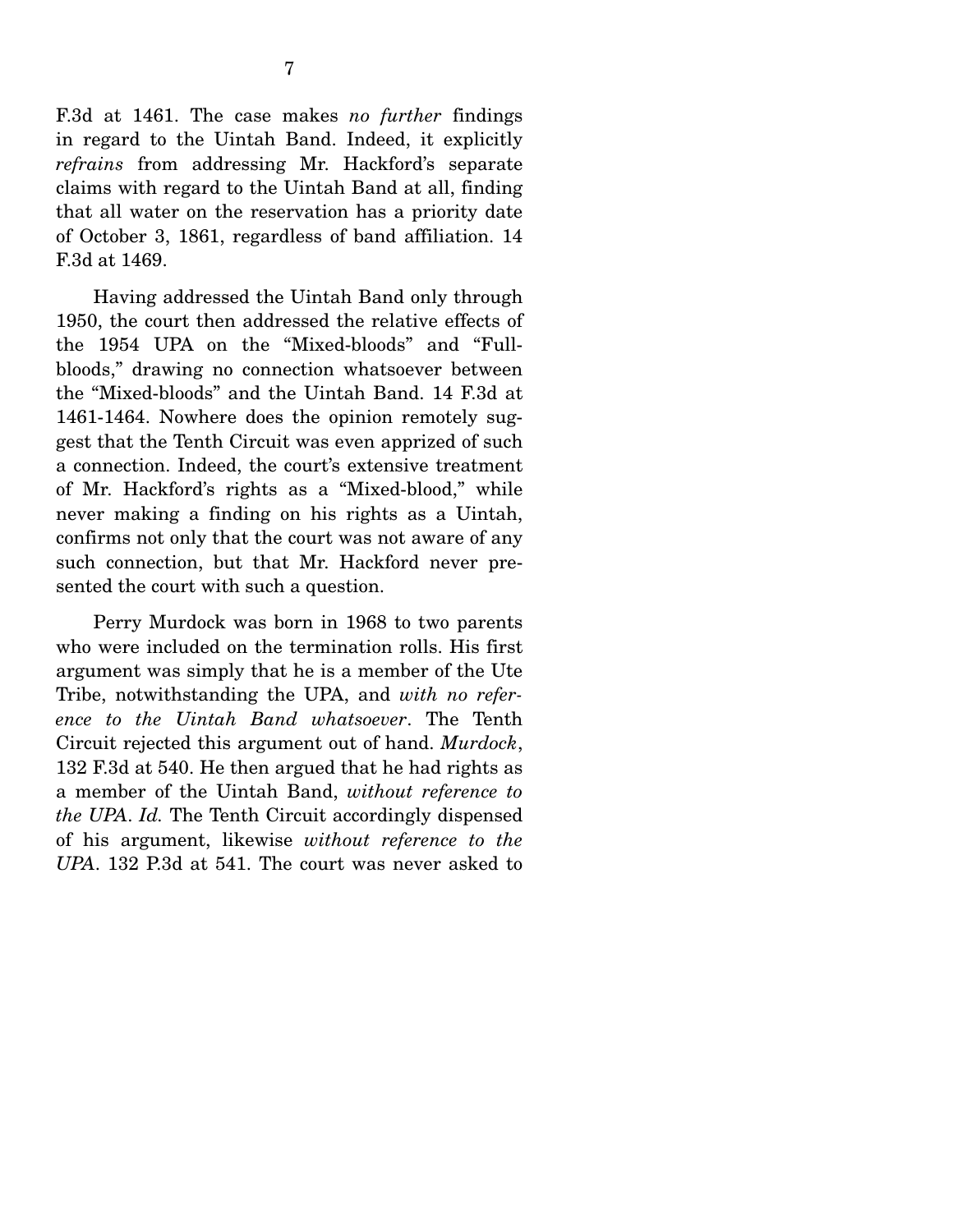F.3d at 1461. The case makes *no further* findings in regard to the Uintah Band. Indeed, it explicitly *refrains* from addressing Mr. Hackford's separate claims with regard to the Uintah Band at all, finding that all water on the reservation has a priority date of October 3, 1861, regardless of band affiliation. 14 F.3d at 1469.

Having addressed the Uintah Band only through 1950, the court then addressed the relative effects of the 1954 UPA on the "Mixed-bloods" and "Full-bloods," drawing no connection whatsoever between the "Mixed-bloods" and the Uintah Band. 14 F.3d at 1461-1464. Nowhere does the opinion remotely suggest that the Tenth Circuit was even apprized of such a connection. Indeed, the court's extensive treatment of Mr. Hackford's rights as a "Mixed-blood," while never making a finding on his rights as a Uintah, confirms not only that the court was not aware of any such connection, but that Mr. Hackford never presented the court with such a question.

Perry Murdock was born in 1968 to two parents who were included on the termination rolls. His first argument was simply that he is a member of the Ute Tribe, notwithstanding the UPA, and *with no reference to the Uintah Band whatsoever*. The Tenth Circuit rejected this argument out of hand. *Murdock*, 132 F.3d at 540. He then argued that he had rights as a member of the Uintah Band, *without reference to the UPA*. *Id.* The Tenth Circuit accordingly dispensed of his argument, likewise *without reference to the UPA*. 132 P.3d at 541. The court was never asked to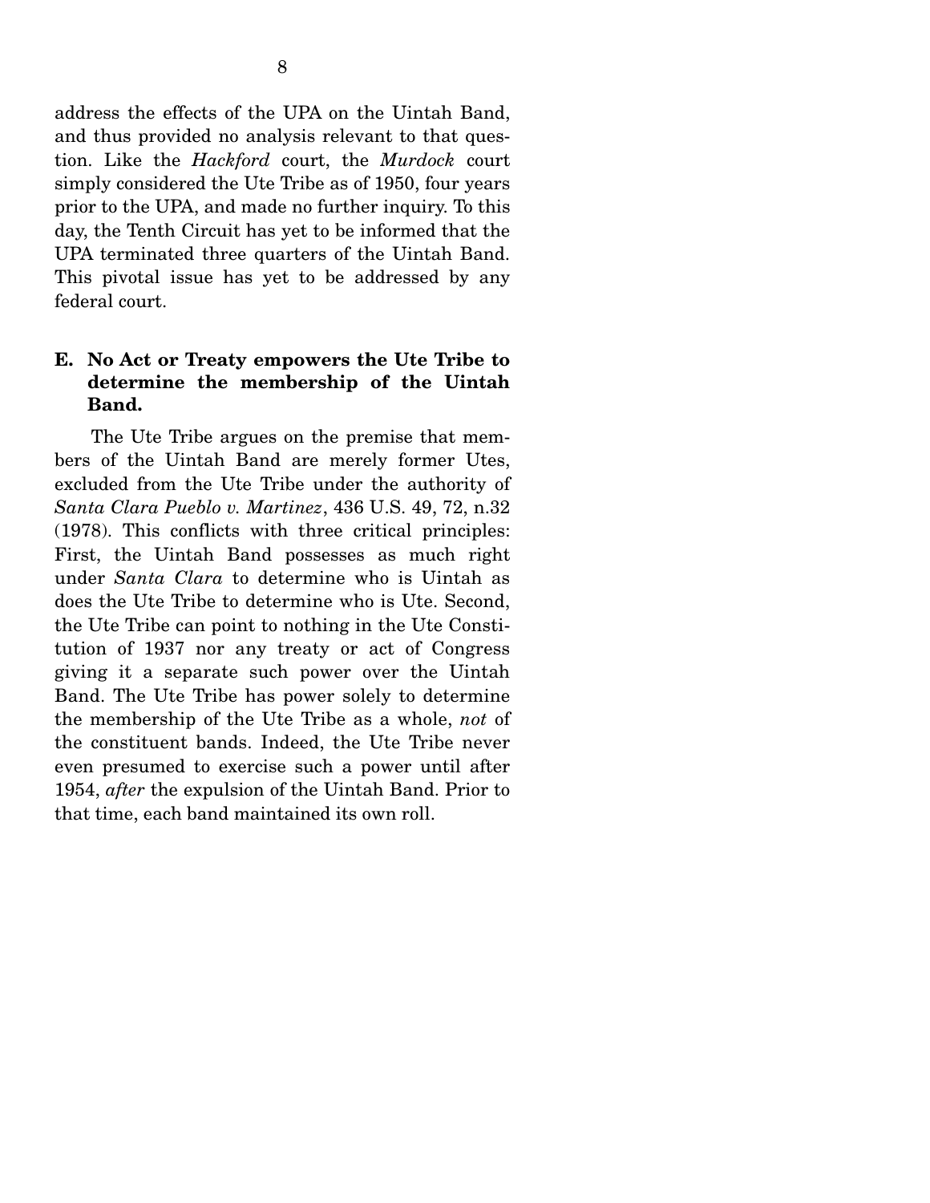address the effects of the UPA on the Uintah Band, and thus provided no analysis relevant to that question. Like the *Hackford* court, the *Murdock* court simply considered the Ute Tribe as of 1950, four years prior to the UPA, and made no further inquiry. To this day, the Tenth Circuit has yet to be informed that the UPA terminated three quarters of the Uintah Band. This pivotal issue has yet to be addressed by any federal court.

### E. No Act or Treaty empowers the Ute Tribe to determine the membership of the Uintah Band.

The Ute Tribe argues on the premise that members of the Uintah Band are merely former Utes, excluded from the Ute Tribe under the authority of *Santa Clara Pueblo v. Martinez*, 436 U.S. 49, 72, n.32 (1978). This conflicts with three critical principles: First, the Uintah Band possesses as much right under *Santa Clara* to determine who is Uintah as does the Ute Tribe to determine who is Ute. Second, the Ute Tribe can point to nothing in the Ute Constitution of 1937 nor any treaty or act of Congress giving it a separate such power over the Uintah Band. The Ute Tribe has power solely to determine the membership of the Ute Tribe as a whole, *not* of the constituent bands. Indeed, the Ute Tribe never even presumed to exercise such a power until after 1954, *after* the expulsion of the Uintah Band. Prior to that time, each band maintained its own roll.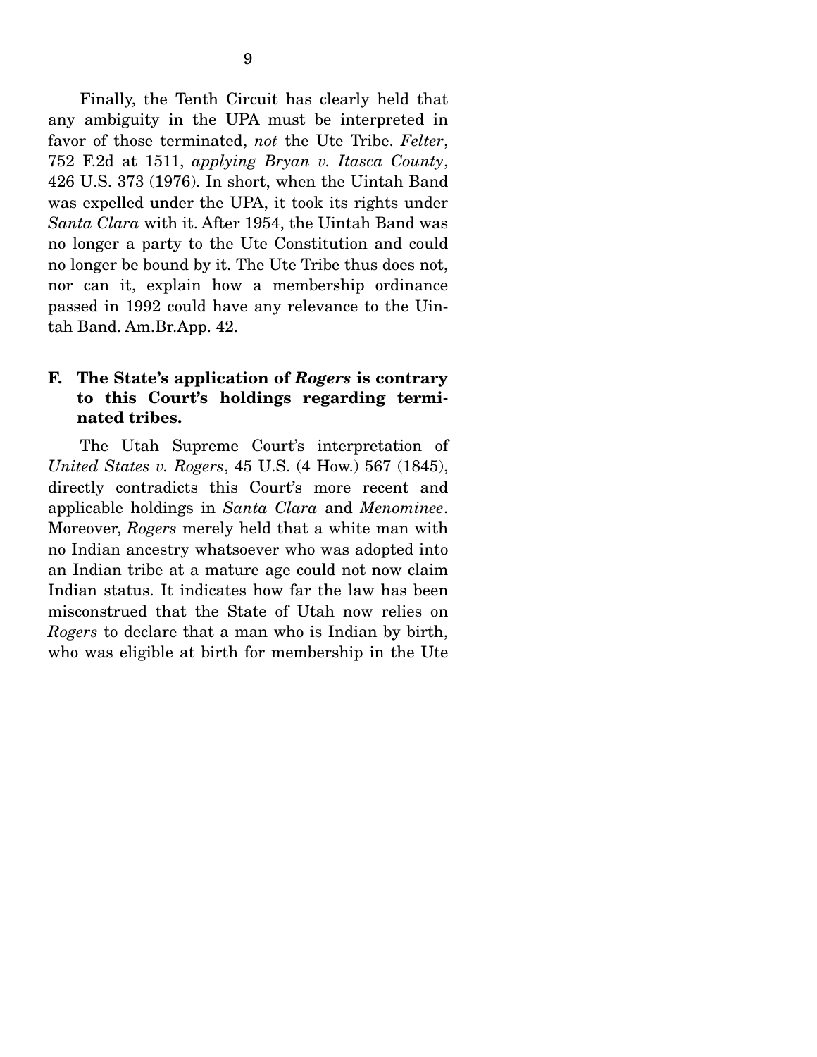Finally, the Tenth Circuit has clearly held that any ambiguity in the UPA must be interpreted in favor of those terminated, *not* the Ute Tribe. *Felter*, 752 F.2d at 1511, *applying Bryan v. Itasca County*, 426 U.S. 373 (1976). In short, when the Uintah Band was expelled under the UPA, it took its rights under *Santa Clara* with it. After 1954, the Uintah Band was no longer a party to the Ute Constitution and could no longer be bound by it. The Ute Tribe thus does not, nor can it, explain how a membership ordinance passed in 1992 could have any relevance to the Uintah Band. Am.Br.App. 42.

### F. The State's application of *Rogers* is contrary to this Court's holdings regarding terminated tribes.

The Utah Supreme Court's interpretation of *United States v. Rogers*, 45 U.S. (4 How.) 567 (1845), directly contradicts this Court's more recent and applicable holdings in *Santa Clara* and *Menominee*. Moreover, *Rogers* merely held that a white man with no Indian ancestry whatsoever who was adopted into an Indian tribe at a mature age could not now claim Indian status. It indicates how far the law has been misconstrued that the State of Utah now relies on *Rogers* to declare that a man who is Indian by birth, who was eligible at birth for membership in the Ute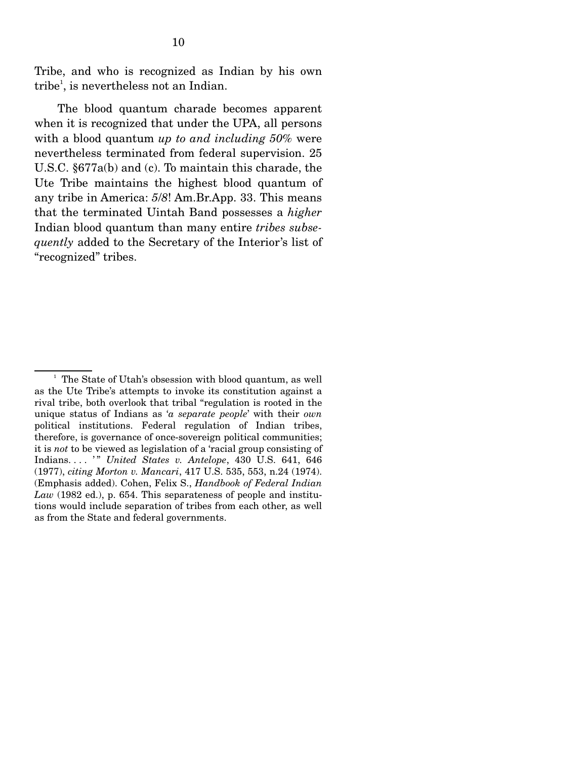Tribe, and who is recognized as Indian by his own tribe[1], is nevertheless not an Indian.

The blood quantum charade becomes apparent when it is recognized that under the UPA, all persons with a blood quantum *up to and including 50%* were nevertheless terminated from federal supervision. 25 U.S.C. §677a(b) and (c). To maintain this charade, the Ute Tribe maintains the highest blood quantum of any tribe in America: 5/8! Am.Br.App. 33. This means that the terminated Uintah Band possesses a *higher* Indian blood quantum than many entire *tribes subsequently* added to the Secretary of the Interior's list of "recognized" tribes.

---

[1] The State of Utah's obsession with blood quantum, as well as the Ute Tribe's attempts to invoke its constitution against a rival tribe, both overlook that tribal "regulation is rooted in the unique status of Indians as '*a separate people*' with their *own* political institutions. Federal regulation of Indian tribes, therefore, is governance of once-sovereign political communities; it is *not* to be viewed as legislation of a 'racial group consisting of Indians. . . . '" *United States v. Antelope*, 430 U.S. 641, 646 (1977), *citing Morton v. Mancari*, 417 U.S. 535, 553, n.24 (1974). (Emphasis added). Cohen, Felix S., *Handbook of Federal Indian Law* (1982 ed.), p. 654. This separateness of people and institutions would include separation of tribes from each other, as well as from the State and federal governments.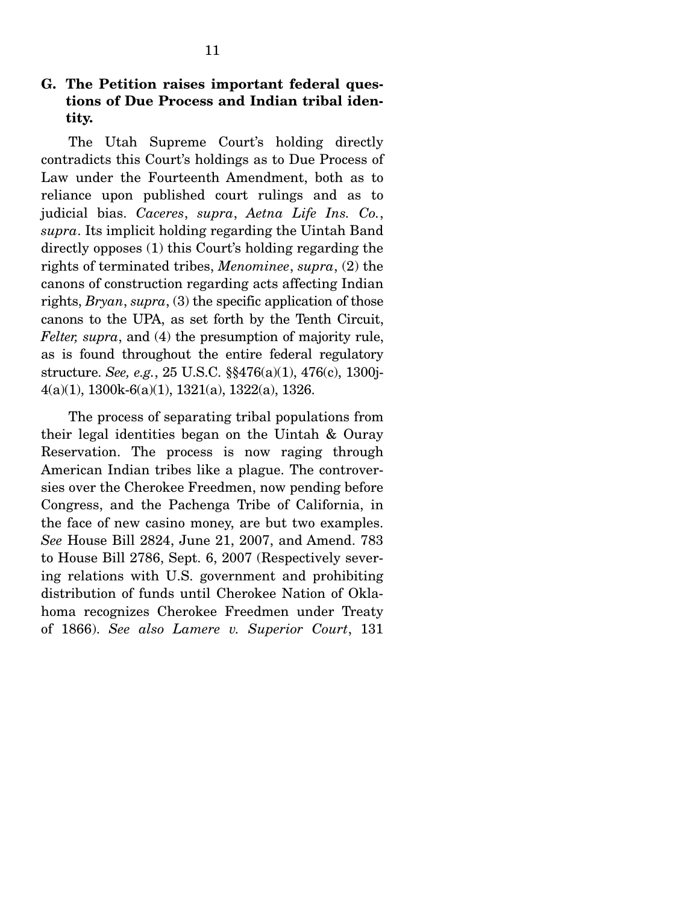### G. The Petition raises important federal questions of Due Process and Indian tribal identity.

The Utah Supreme Court's holding directly contradicts this Court's holdings as to Due Process of Law under the Fourteenth Amendment, both as to reliance upon published court rulings and as to judicial bias. *Caceres*, *supra*, *Aetna Life Ins. Co.*, *supra*. Its implicit holding regarding the Uintah Band directly opposes (1) this Court's holding regarding the rights of terminated tribes, *Menominee*, *supra*, (2) the canons of construction regarding acts affecting Indian rights, *Bryan*, *supra*, (3) the specific application of those canons to the UPA, as set forth by the Tenth Circuit, *Felter, supra*, and (4) the presumption of majority rule, as is found throughout the entire federal regulatory structure. *See, e.g.*, 25 U.S.C. §§476(a)(1), 476(c), 1300j-4(a)(1), 1300k-6(a)(1), 1321(a), 1322(a), 1326.

The process of separating tribal populations from their legal identities began on the Uintah & Ouray Reservation. The process is now raging through American Indian tribes like a plague. The controversies over the Cherokee Freedmen, now pending before Congress, and the Pachenga Tribe of California, in the face of new casino money, are but two examples. *See* House Bill 2824, June 21, 2007, and Amend. 783 to House Bill 2786, Sept. 6, 2007 (Respectively severing relations with U.S. government and prohibiting distribution of funds until Cherokee Nation of Oklahoma recognizes Cherokee Freedmen under Treaty of 1866). *See also Lamere v. Superior Court*, 131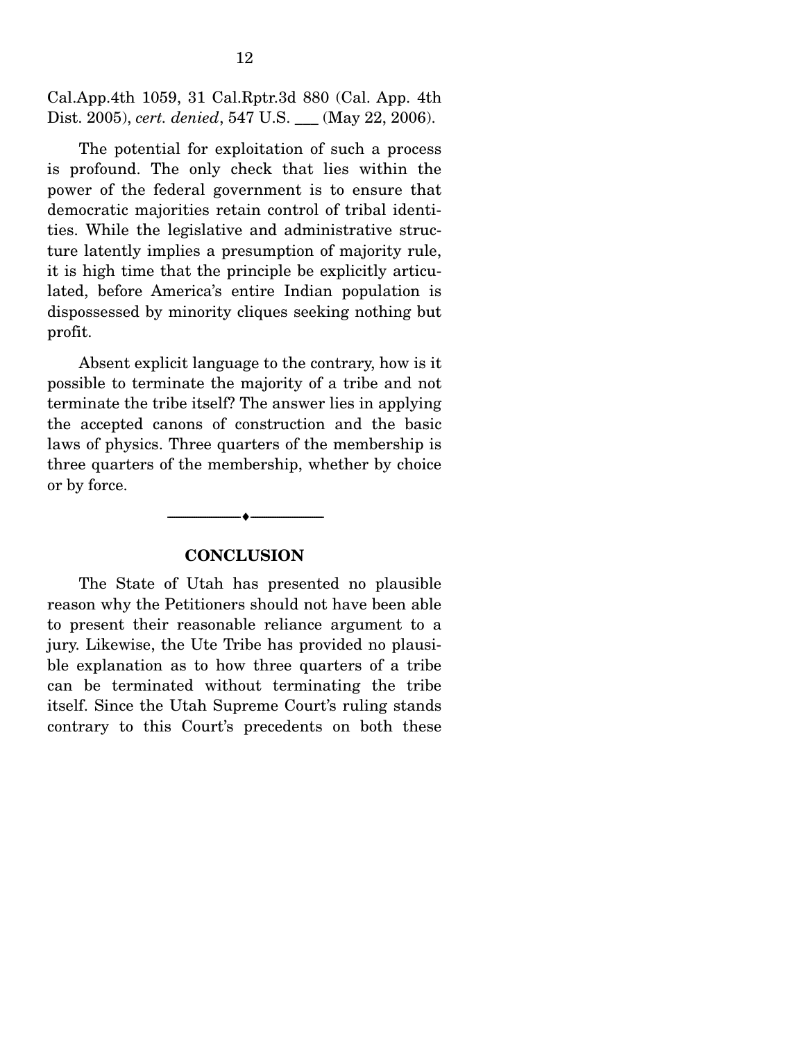Cal.App.4th 1059, 31 Cal.Rptr.3d 880 (Cal. App. 4th Dist. 2005), *cert. denied*, 547 U.S. ___ (May 22, 2006).

The potential for exploitation of such a process is profound. The only check that lies within the power of the federal government is to ensure that democratic majorities retain control of tribal identities. While the legislative and administrative structure latently implies a presumption of majority rule, it is high time that the principle be explicitly articulated, before America's entire Indian population is dispossessed by minority cliques seeking nothing but profit.

Absent explicit language to the contrary, how is it possible to terminate the majority of a tribe and not terminate the tribe itself? The answer lies in applying the accepted canons of construction and the basic laws of physics. Three quarters of the membership is three quarters of the membership, whether by choice or by force.

---

## CONCLUSION

The State of Utah has presented no plausible reason why the Petitioners should not have been able to present their reasonable reliance argument to a jury. Likewise, the Ute Tribe has provided no plausible explanation as to how three quarters of a tribe can be terminated without terminating the tribe itself. Since the Utah Supreme Court's ruling stands contrary to this Court's precedents on both these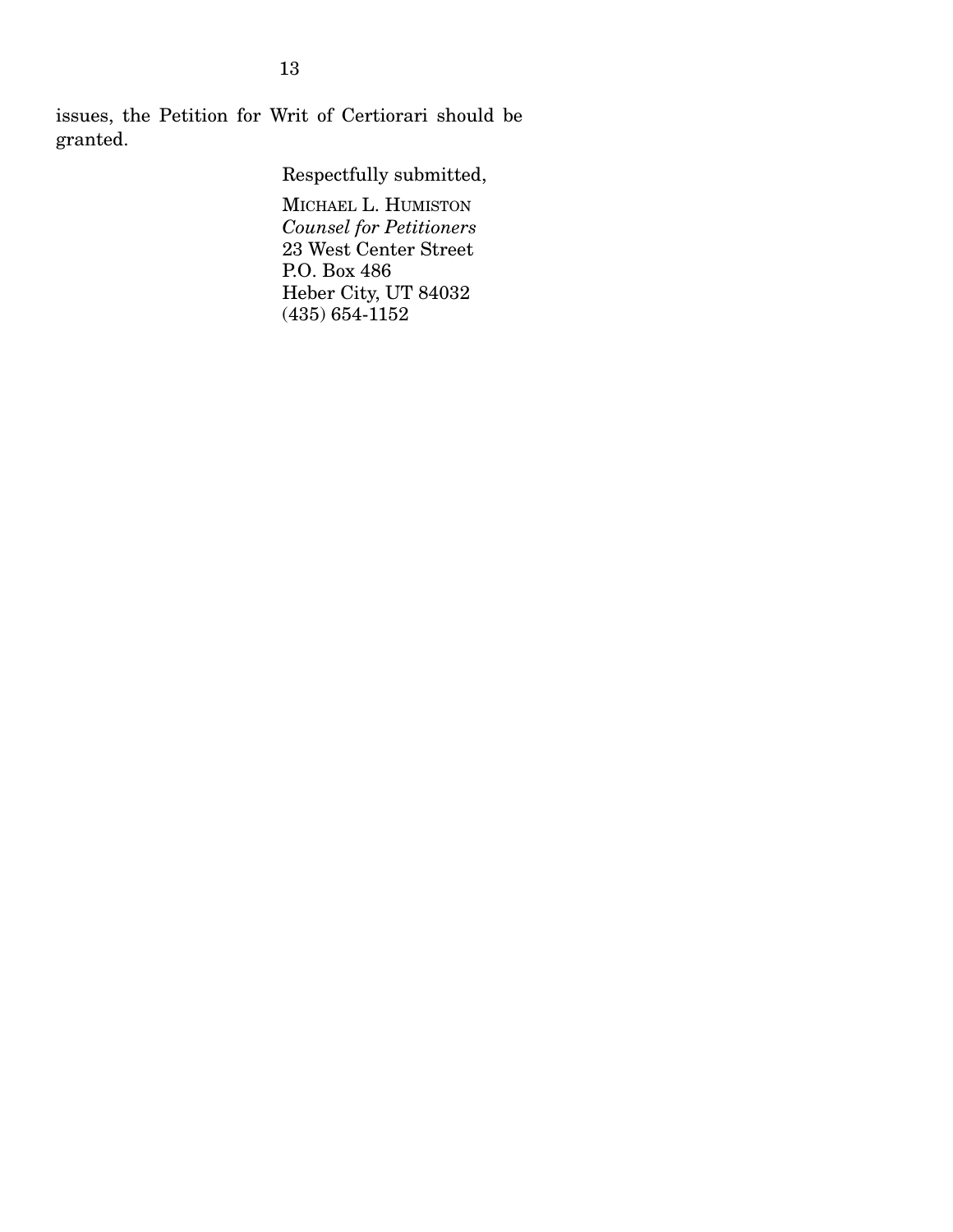issues, the Petition for Writ of Certiorari should be granted.

Respectfully submitted,

MICHAEL L. HUMISTON
*Counsel for Petitioners*
23 West Center Street
P.O. Box 486
Heber City, UT 84032
(435) 654-1152